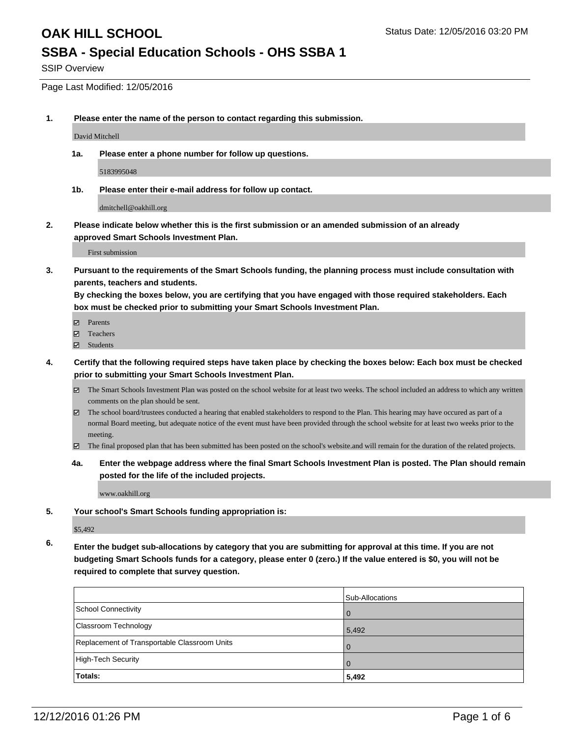# OAK HILL SCHOOL

Status Date: 12/05/2016 03:20 PM

## SSBA - Special Education Schools - OHS SSBA 1

SSIP Overview

Page Last Modified: 12/05/2016

**1. Please enter the name of the person to contact regarding this submission.**

David Mitchell

**1a. Please enter a phone number for follow up questions.**

5183995048

**1b. Please enter their e-mail address for follow up contact.**

dmitchell@oakhill.org

**2. Please indicate below whether this is the first submission or an amended submission of an already approved Smart Schools Investment Plan.**

First submission

**3. Pursuant to the requirements of the Smart Schools funding, the planning process must include consultation with parents, teachers and students.**
**By checking the boxes below, you are certifying that you have engaged with those required stakeholders. Each box must be checked prior to submitting your Smart Schools Investment Plan.**

- ☑ Parents
- ☑ Teachers
- ☑ Students

**4. Certify that the following required steps have taken place by checking the boxes below: Each box must be checked prior to submitting your Smart Schools Investment Plan.**

- ☑ The Smart Schools Investment Plan was posted on the school website for at least two weeks. The school included an address to which any written comments on the plan should be sent.
- ☑ The school board/trustees conducted a hearing that enabled stakeholders to respond to the Plan. This hearing may have occured as part of a normal Board meeting, but adequate notice of the event must have been provided through the school website for at least two weeks prior to the meeting.
- ☑ The final proposed plan that has been submitted has been posted on the school's website.and will remain for the duration of the related projects.

**4a. Enter the webpage address where the final Smart Schools Investment Plan is posted. The Plan should remain posted for the life of the included projects.**

www.oakhill.org

**5. Your school's Smart Schools funding appropriation is:**

$5,492

**6. Enter the budget sub-allocations by category that you are submitting for approval at this time. If you are not budgeting Smart Schools funds for a category, please enter 0 (zero.) If the value entered is $0, you will not be required to complete that survey question.**

| | Sub-Allocations |
|---|---|
| School Connectivity | 0 |
| Classroom Technology | 5,492 |
| Replacement of Transportable Classroom Units | 0 |
| High-Tech Security | 0 |
| **Totals:** | **5,492** |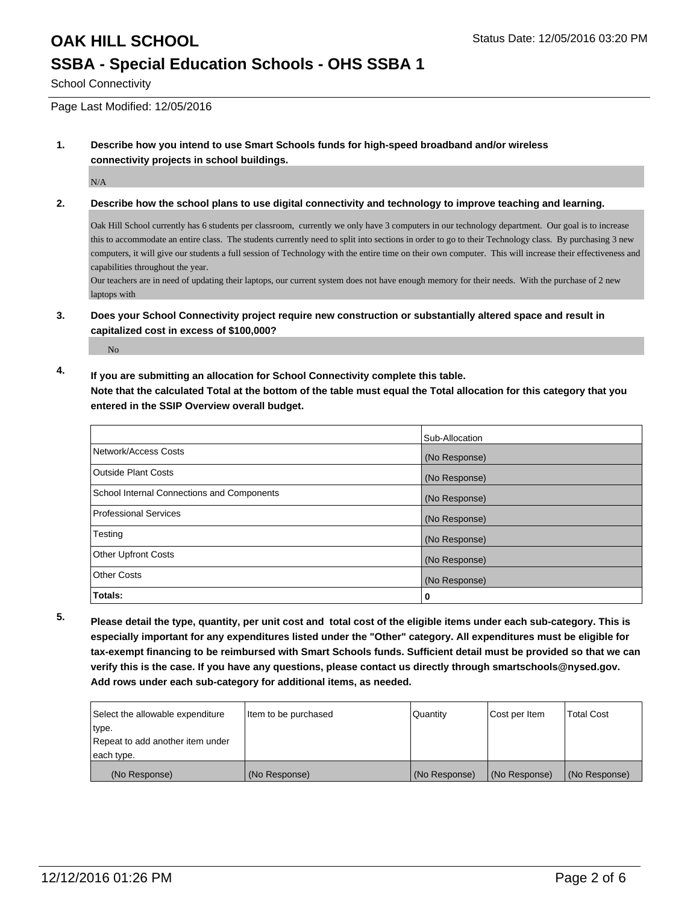# OAK HILL SCHOOL

Status Date: 12/05/2016 03:20 PM

## SSBA - Special Education Schools - OHS SSBA 1

School Connectivity

Page Last Modified: 12/05/2016

**1. Describe how you intend to use Smart Schools funds for high-speed broadband and/or wireless connectivity projects in school buildings.**

N/A

**2. Describe how the school plans to use digital connectivity and technology to improve teaching and learning.**

Oak Hill School currently has 6 students per classroom, currently we only have 3 computers in our technology department. Our goal is to increase this to accommodate an entire class. The students currently need to split into sections in order to go to their Technology class. By purchasing 3 new computers, it will give our students a full session of Technology with the entire time on their own computer. This will increase their effectiveness and capabilities throughout the year.

Our teachers are in need of updating their laptops, our current system does not have enough memory for their needs. With the purchase of 2 new laptops with

**3. Does your School Connectivity project require new construction or substantially altered space and result in capitalized cost in excess of $100,000?**

No

**4. If you are submitting an allocation for School Connectivity complete this table. Note that the calculated Total at the bottom of the table must equal the Total allocation for this category that you entered in the SSIP Overview overall budget.**

| | Sub-Allocation |
|---|---|
| Network/Access Costs | (No Response) |
| Outside Plant Costs | (No Response) |
| School Internal Connections and Components | (No Response) |
| Professional Services | (No Response) |
| Testing | (No Response) |
| Other Upfront Costs | (No Response) |
| Other Costs | (No Response) |
| **Totals:** | **0** |

**5. Please detail the type, quantity, per unit cost and total cost of the eligible items under each sub-category. This is especially important for any expenditures listed under the "Other" category. All expenditures must be eligible for tax-exempt financing to be reimbursed with Smart Schools funds. Sufficient detail must be provided so that we can verify this is the case. If you have any questions, please contact us directly through smartschools@nysed.gov. Add rows under each sub-category for additional items, as needed.**

| Select the allowable expenditure type. Repeat to add another item under each type. | Item to be purchased | Quantity | Cost per Item | Total Cost |
|---|---|---|---|---|
| (No Response) | (No Response) | (No Response) | (No Response) | (No Response) |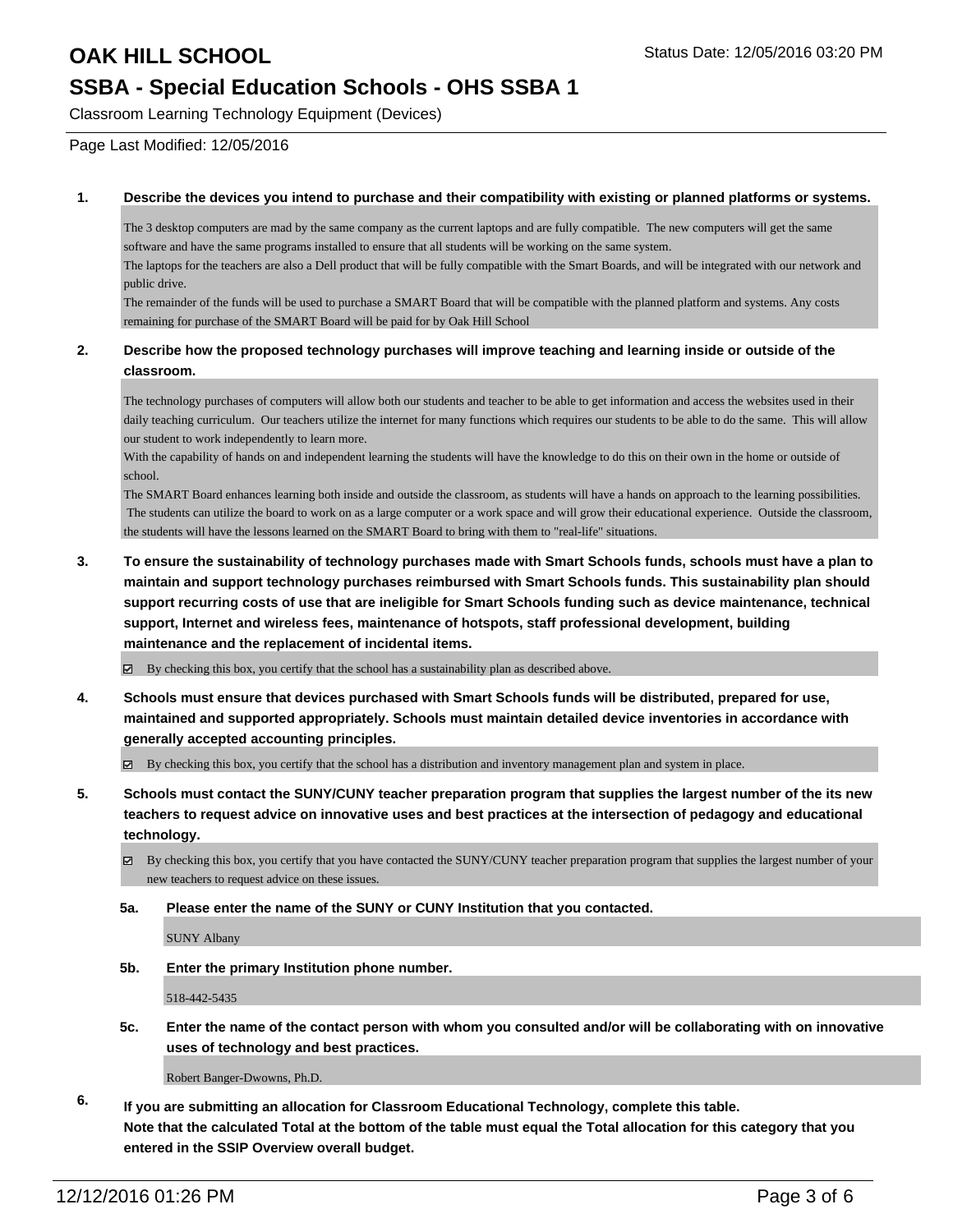# OAK HILL SCHOOL

## SSBA - Special Education Schools - OHS SSBA 1

Classroom Learning Technology Equipment (Devices)

Status Date: 12/05/2016 03:20 PM

Page Last Modified: 12/05/2016

**1. Describe the devices you intend to purchase and their compatibility with existing or planned platforms or systems.**

The 3 desktop computers are mad by the same company as the current laptops and are fully compatible. The new computers will get the same software and have the same programs installed to ensure that all students will be working on the same system.
The laptops for the teachers are also a Dell product that will be fully compatible with the Smart Boards, and will be integrated with our network and public drive.
The remainder of the funds will be used to purchase a SMART Board that will be compatible with the planned platform and systems. Any costs remaining for purchase of the SMART Board will be paid for by Oak Hill School

**2. Describe how the proposed technology purchases will improve teaching and learning inside or outside of the classroom.**

The technology purchases of computers will allow both our students and teacher to be able to get information and access the websites used in their daily teaching curriculum. Our teachers utilize the internet for many functions which requires our students to be able to do the same. This will allow our student to work independently to learn more.
With the capability of hands on and independent learning the students will have the knowledge to do this on their own in the home or outside of school.
The SMART Board enhances learning both inside and outside the classroom, as students will have a hands on approach to the learning possibilities. The students can utilize the board to work on as a large computer or a work space and will grow their educational experience. Outside the classroom, the students will have the lessons learned on the SMART Board to bring with them to "real-life" situations.

**3. To ensure the sustainability of technology purchases made with Smart Schools funds, schools must have a plan to maintain and support technology purchases reimbursed with Smart Schools funds. This sustainability plan should support recurring costs of use that are ineligible for Smart Schools funding such as device maintenance, technical support, Internet and wireless fees, maintenance of hotspots, staff professional development, building maintenance and the replacement of incidental items.**

☑ By checking this box, you certify that the school has a sustainability plan as described above.

**4. Schools must ensure that devices purchased with Smart Schools funds will be distributed, prepared for use, maintained and supported appropriately. Schools must maintain detailed device inventories in accordance with generally accepted accounting principles.**

☑ By checking this box, you certify that the school has a distribution and inventory management plan and system in place.

**5. Schools must contact the SUNY/CUNY teacher preparation program that supplies the largest number of the its new teachers to request advice on innovative uses and best practices at the intersection of pedagogy and educational technology.**

☑ By checking this box, you certify that you have contacted the SUNY/CUNY teacher preparation program that supplies the largest number of your new teachers to request advice on these issues.

**5a. Please enter the name of the SUNY or CUNY Institution that you contacted.**

SUNY Albany

**5b. Enter the primary Institution phone number.**

518-442-5435

**5c. Enter the name of the contact person with whom you consulted and/or will be collaborating with on innovative uses of technology and best practices.**

Robert Banger-Dwowns, Ph.D.

**6. If you are submitting an allocation for Classroom Educational Technology, complete this table. Note that the calculated Total at the bottom of the table must equal the Total allocation for this category that you entered in the SSIP Overview overall budget.**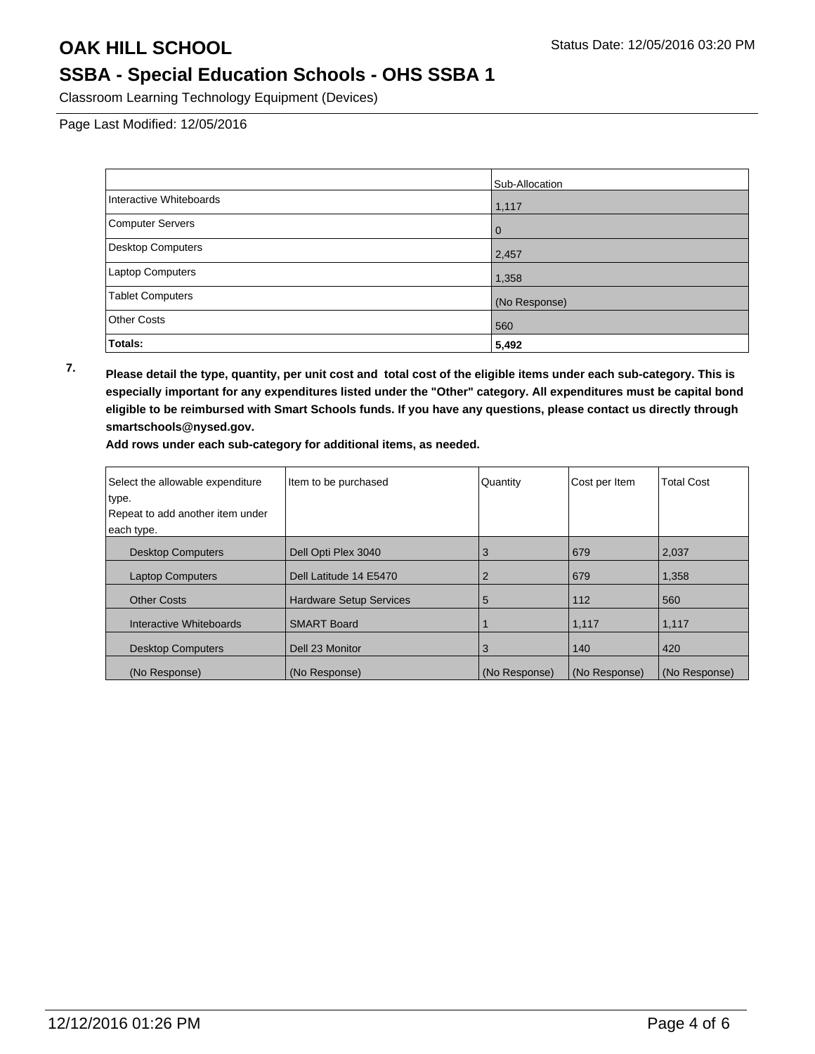# OAK HILL SCHOOL

Status Date: 12/05/2016 03:20 PM

## SSBA - Special Education Schools - OHS SSBA 1

Classroom Learning Technology Equipment (Devices)

Page Last Modified: 12/05/2016

| | Sub-Allocation |
|---|---|
| Interactive Whiteboards | 1,117 |
| Computer Servers | 0 |
| Desktop Computers | 2,457 |
| Laptop Computers | 1,358 |
| Tablet Computers | (No Response) |
| Other Costs | 560 |
| **Totals:** | **5,492** |

7. **Please detail the type, quantity, per unit cost and total cost of the eligible items under each sub-category. This is especially important for any expenditures listed under the "Other" category. All expenditures must be capital bond eligible to be reimbursed with Smart Schools funds. If you have any questions, please contact us directly through smartschools@nysed.gov.**

**Add rows under each sub-category for additional items, as needed.**

| Select the allowable expenditure type. Repeat to add another item under each type. | Item to be purchased | Quantity | Cost per Item | Total Cost |
|---|---|---|---|---|
| Desktop Computers | Dell Opti Plex 3040 | 3 | 679 | 2,037 |
| Laptop Computers | Dell Latitude 14 E5470 | 2 | 679 | 1,358 |
| Other Costs | Hardware Setup Services | 5 | 112 | 560 |
| Interactive Whiteboards | SMART Board | 1 | 1,117 | 1,117 |
| Desktop Computers | Dell 23 Monitor | 3 | 140 | 420 |
| (No Response) | (No Response) | (No Response) | (No Response) | (No Response) |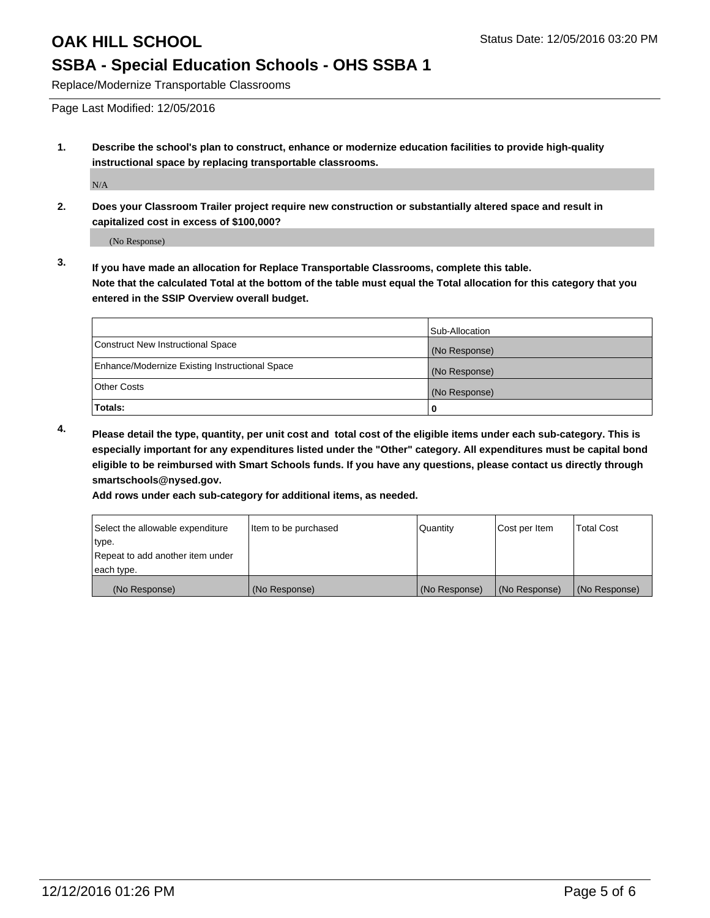# OAK HILL SCHOOL

Status Date: 12/05/2016 03:20 PM

## SSBA - Special Education Schools - OHS SSBA 1

Replace/Modernize Transportable Classrooms

Page Last Modified: 12/05/2016

**1. Describe the school's plan to construct, enhance or modernize education facilities to provide high-quality instructional space by replacing transportable classrooms.**

N/A

**2. Does your Classroom Trailer project require new construction or substantially altered space and result in capitalized cost in excess of $100,000?**

(No Response)

**3. If you have made an allocation for Replace Transportable Classrooms, complete this table. Note that the calculated Total at the bottom of the table must equal the Total allocation for this category that you entered in the SSIP Overview overall budget.**

| | Sub-Allocation |
|---|---|
| Construct New Instructional Space | (No Response) |
| Enhance/Modernize Existing Instructional Space | (No Response) |
| Other Costs | (No Response) |
| **Totals:** | **0** |

**4. Please detail the type, quantity, per unit cost and total cost of the eligible items under each sub-category. This is especially important for any expenditures listed under the "Other" category. All expenditures must be capital bond eligible to be reimbursed with Smart Schools funds. If you have any questions, please contact us directly through smartschools@nysed.gov.**

**Add rows under each sub-category for additional items, as needed.**

| Select the allowable expenditure type. Repeat to add another item under each type. | Item to be purchased | Quantity | Cost per Item | Total Cost |
|---|---|---|---|---|
| (No Response) | (No Response) | (No Response) | (No Response) | (No Response) |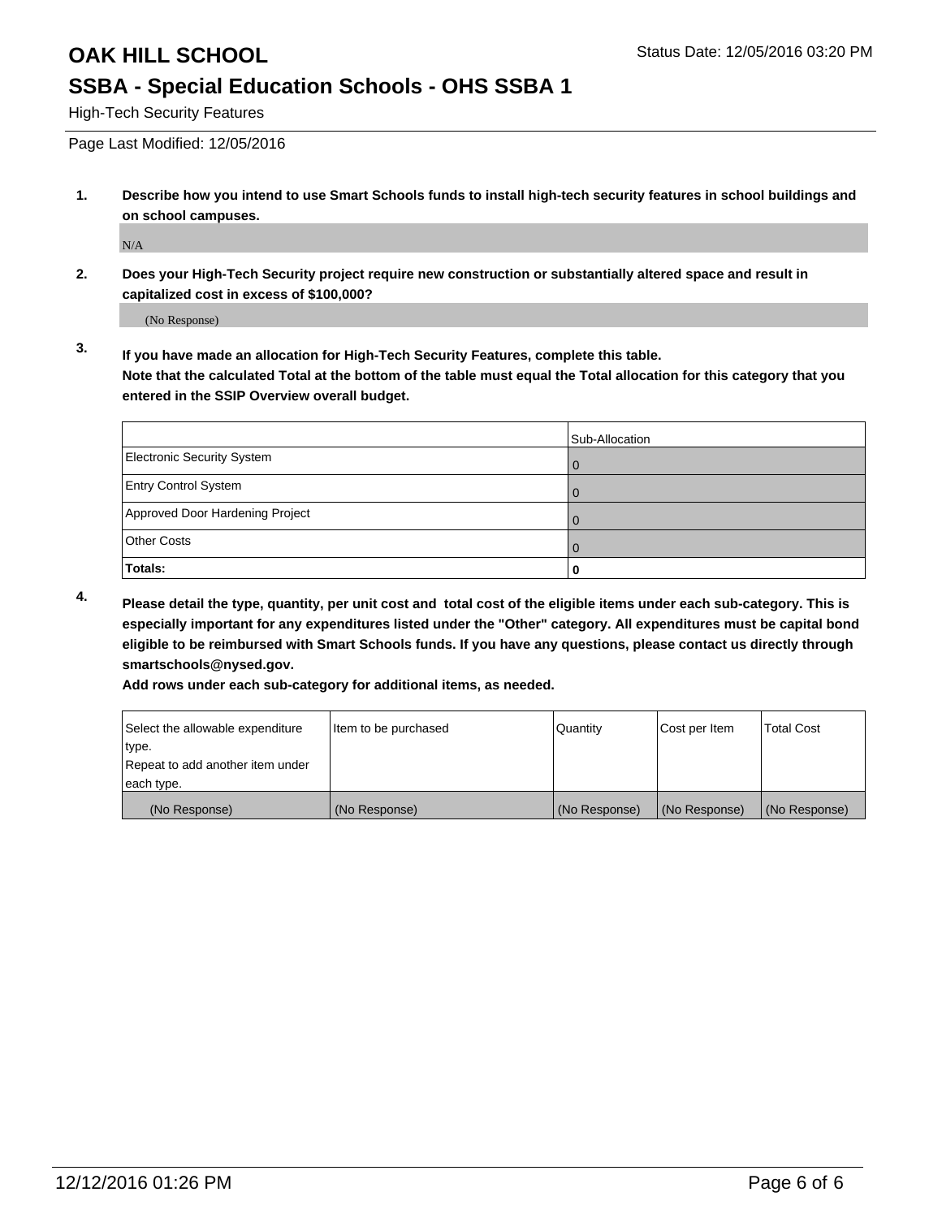# OAK HILL SCHOOL

Status Date: 12/05/2016 03:20 PM

## SSBA - Special Education Schools - OHS SSBA 1

High-Tech Security Features

Page Last Modified: 12/05/2016

1. **Describe how you intend to use Smart Schools funds to install high-tech security features in school buildings and on school campuses.**

   N/A

2. **Does your High-Tech Security project require new construction or substantially altered space and result in capitalized cost in excess of $100,000?**

   (No Response)

3. **If you have made an allocation for High-Tech Security Features, complete this table.**
   **Note that the calculated Total at the bottom of the table must equal the Total allocation for this category that you entered in the SSIP Overview overall budget.**

| | Sub-Allocation |
|---|---|
| Electronic Security System | 0 |
| Entry Control System | 0 |
| Approved Door Hardening Project | 0 |
| Other Costs | 0 |
| **Totals:** | **0** |

4. **Please detail the type, quantity, per unit cost and total cost of the eligible items under each sub-category. This is especially important for any expenditures listed under the "Other" category. All expenditures must be capital bond eligible to be reimbursed with Smart Schools funds. If you have any questions, please contact us directly through smartschools@nysed.gov.**
   **Add rows under each sub-category for additional items, as needed.**

| Select the allowable expenditure type. Repeat to add another item under each type. | Item to be purchased | Quantity | Cost per Item | Total Cost |
|---|---|---|---|---|
| (No Response) | (No Response) | (No Response) | (No Response) | (No Response) |